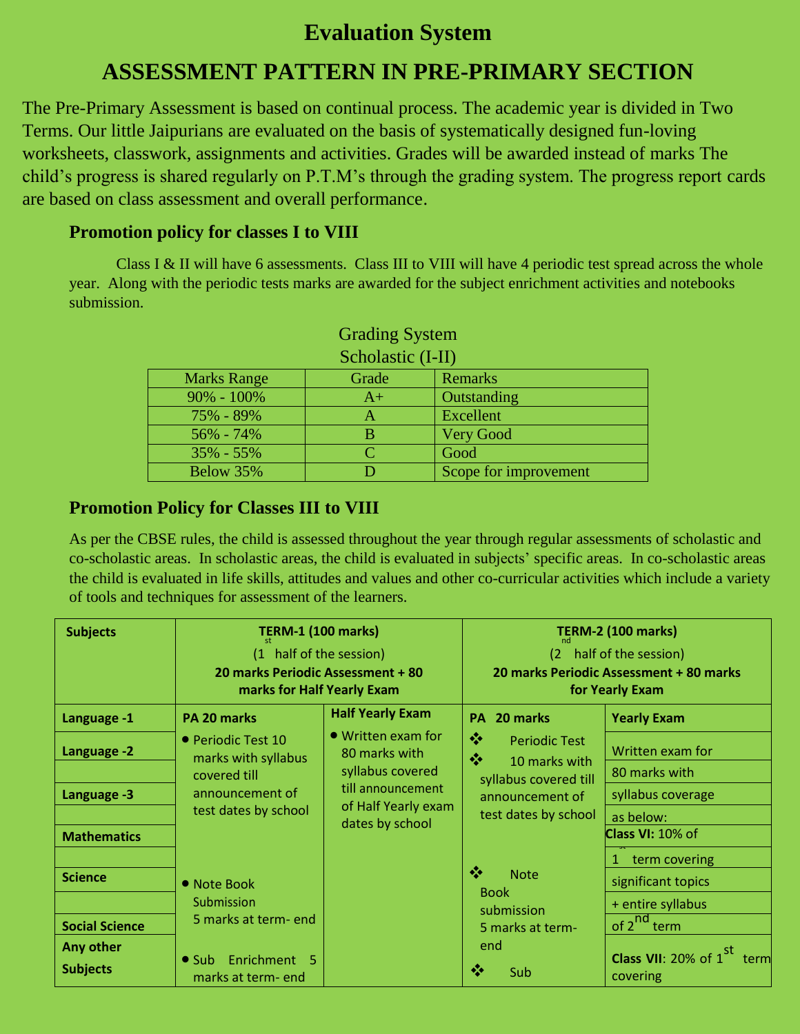# Evaluation System

# ASSESSMENT PATTERN IN PRE-PRIMARY SECTION

The Pre-Primary Assessment is based on continual process. The academic year is divided in Two Terms. Our little Jaipurians are evaluated on the basis of systematically designed fun-loving worksheets, classwork, assignments and activities. Grades will be awarded instead of marks The child's progress is shared regularly on P.T.M's through the grading system. The progress report cards are based on class assessment and overall performance.

### Promotion policy for classes I to VIII

Class I & II will have 6 assessments. Class III to VIII will have 4 periodic test spread across the whole year. Along with the periodic tests marks are awarded for the subject enrichment activities and notebooks submission.

Grading System

Scholastic (I-II)

| Marks Range | Grade | Remarks |
|---|---|---|
| 90% - 100% | A+ | Outstanding |
| 75% - 89% | A | Excellent |
| 56% - 74% | B | Very Good |
| 35% - 55% | C | Good |
| Below 35% | D | Scope for improvement |

### Promotion Policy for Classes III to VIII

As per the CBSE rules, the child is assessed throughout the year through regular assessments of scholastic and co-scholastic areas. In scholastic areas, the child is evaluated in subjects' specific areas. In co-scholastic areas the child is evaluated in life skills, attitudes and values and other co-curricular activities which include a variety of tools and techniques for assessment of the learners.

| Subjects | TERM-1 (100 marks) (1st half of the session) 20 marks Periodic Assessment + 80 marks for Half Yearly Exam | | TERM-2 (100 marks) (2nd half of the session) 20 marks Periodic Assessment + 80 marks for Yearly Exam | |
|---|---|---|---|---|
| | **PA 20 marks** | **Half Yearly Exam** | **PA 20 marks** | **Yearly Exam** |
| Language -1<br>Language -2<br>Language -3<br>Mathematics<br>Science<br>Social Science<br>Any other Subjects | • Periodic Test 10 marks with syllabus covered till announcement of test dates by school<br>• Note Book Submission 5 marks at term- end<br>• Sub Enrichment 5 marks at term- end | • Written exam for 80 marks with syllabus covered till announcement of Half Yearly exam dates by school | ❖ Periodic Test<br>❖ 10 marks with syllabus covered till announcement of test dates by school<br>❖ Note Book submission 5 marks at term- end<br>❖ Sub | Written exam for 80 marks with syllabus coverage as below:<br>**Class VI:** 10% of 1st term covering significant topics + entire syllabus of 2nd term<br>**Class VII**: 20% of 1st term covering |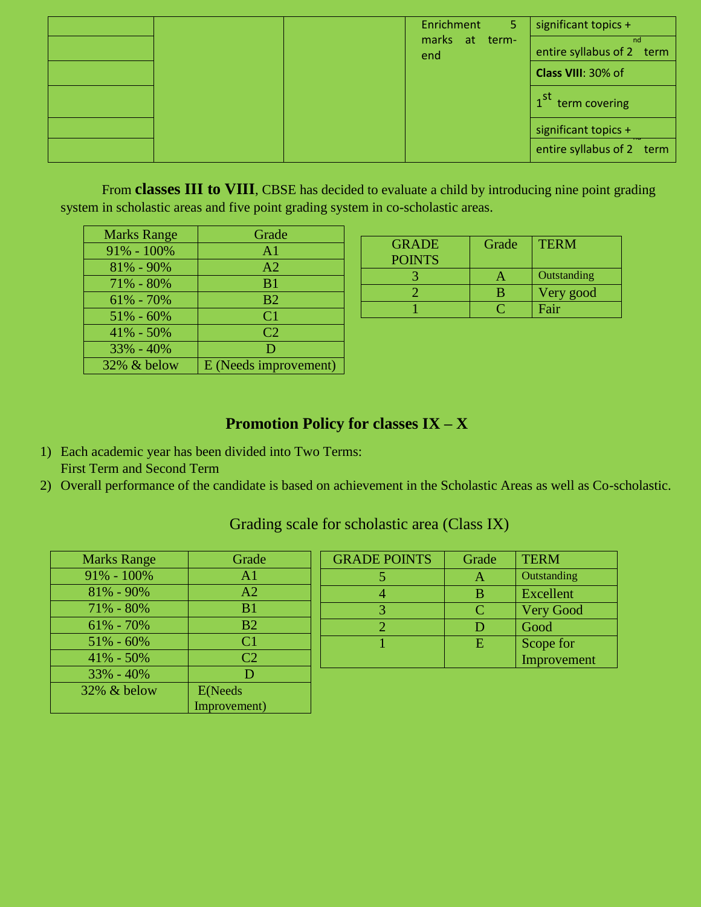| | | | Enrichment 5 marks at term-end | significant topics + |
|---|---|---|---|---|
| | | | | entire syllabus of 2nd term |
| | | | | **Class VIII**: 30% of |
| | | | | 1st term covering |
| | | | | significant topics + |
| | | | | entire syllabus of 2nd term |

From **classes III to VIII**, CBSE has decided to evaluate a child by introducing nine point grading system in scholastic areas and five point grading system in co-scholastic areas.

| Marks Range | Grade |
|---|---|
| 91% - 100% | A1 |
| 81% - 90% | A2 |
| 71% - 80% | B1 |
| 61% - 70% | B2 |
| 51% - 60% | C1 |
| 41% - 50% | C2 |
| 33% - 40% | D |
| 32% & below | E (Needs improvement) |

| GRADE POINTS | Grade | TERM |
|---|---|---|
| 3 | A | Outstanding |
| 2 | B | Very good |
| 1 | C | Fair |

## Promotion Policy for classes IX – X

1) Each academic year has been divided into Two Terms:
   First Term and Second Term
2) Overall performance of the candidate is based on achievement in the Scholastic Areas as well as Co-scholastic.

### Grading scale for scholastic area (Class IX)

| Marks Range | Grade |
|---|---|
| 91% - 100% | A1 |
| 81% - 90% | A2 |
| 71% - 80% | B1 |
| 61% - 70% | B2 |
| 51% - 60% | C1 |
| 41% - 50% | C2 |
| 33% - 40% | D |
| 32% & below | E(Needs Improvement) |

| GRADE POINTS | Grade | TERM |
|---|---|---|
| 5 | A | Outstanding |
| 4 | B | Excellent |
| 3 | C | Very Good |
| 2 | D | Good |
| 1 | E | Scope for Improvement |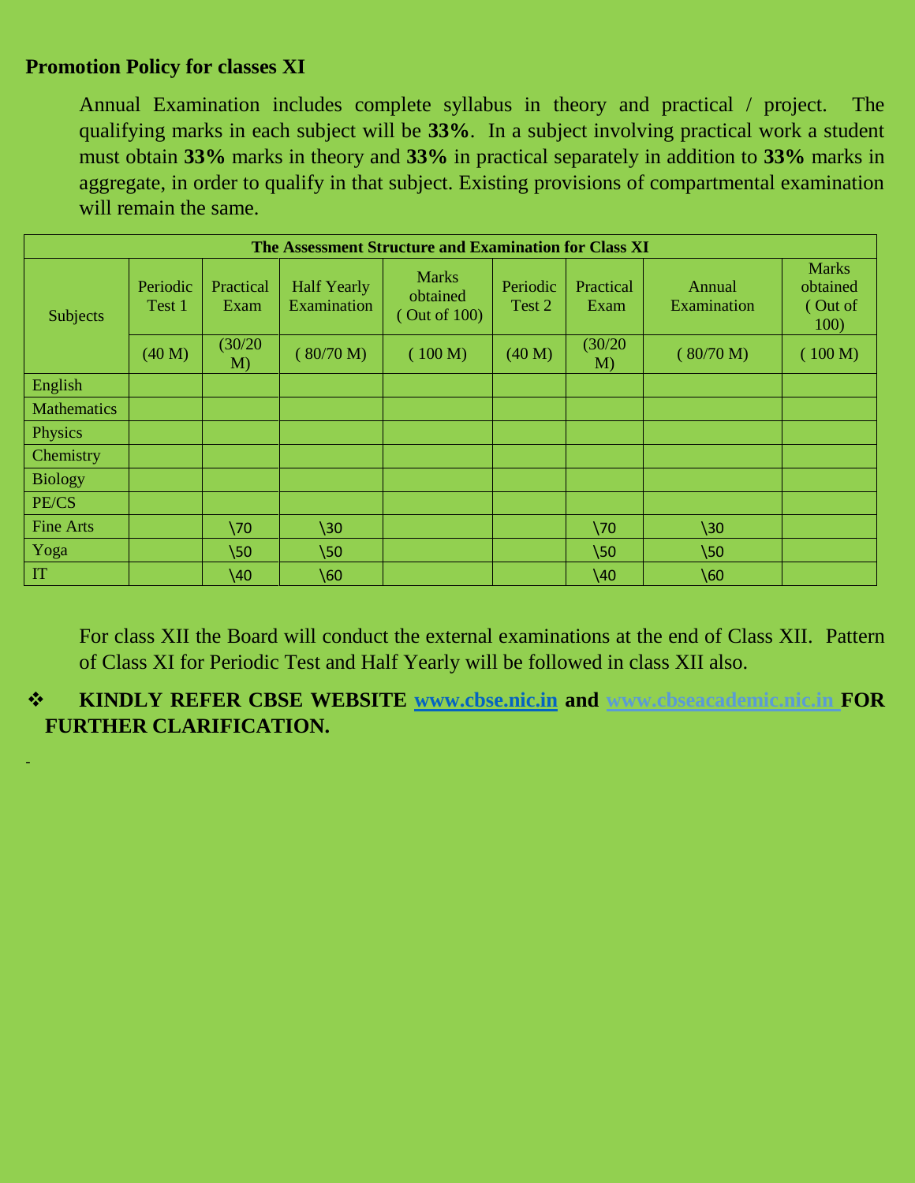**Promotion Policy for classes XI**

Annual Examination includes complete syllabus in theory and practical / project. The qualifying marks in each subject will be **33%**. In a subject involving practical work a student must obtain **33%** marks in theory and **33%** in practical separately in addition to **33%** marks in aggregate, in order to qualify in that subject. Existing provisions of compartmental examination will remain the same.

| The Assessment Structure and Examination for Class XI | | | | | | | | |
|---|---|---|---|---|---|---|---|---|
| Subjects | Periodic Test 1 | Practical Exam | Half Yearly Examination | Marks obtained ( Out of 100) | Periodic Test 2 | Practical Exam | Annual Examination | Marks obtained ( Out of 100) |
| | (40 M) | (30/20 M) | ( 80/70 M) | ( 100 M) | (40 M) | (30/20 M) | ( 80/70 M) | ( 100 M) |
| English | | | | | | | | |
| Mathematics | | | | | | | | |
| Physics | | | | | | | | |
| Chemistry | | | | | | | | |
| Biology | | | | | | | | |
| PE/CS | | | | | | | | |
| Fine Arts | | \70 | \30 | | | \70 | \30 | |
| Yoga | | \50 | \50 | | | \50 | \50 | |
| IT | | \40 | \60 | | | \40 | \60 | |

For class XII the Board will conduct the external examinations at the end of Class XII. Pattern of Class XI for Periodic Test and Half Yearly will be followed in class XII also.

- **KINDLY REFER CBSE WEBSITE www.cbse.nic.in and www.cbseacademic.nic.in FOR FURTHER CLARIFICATION.**